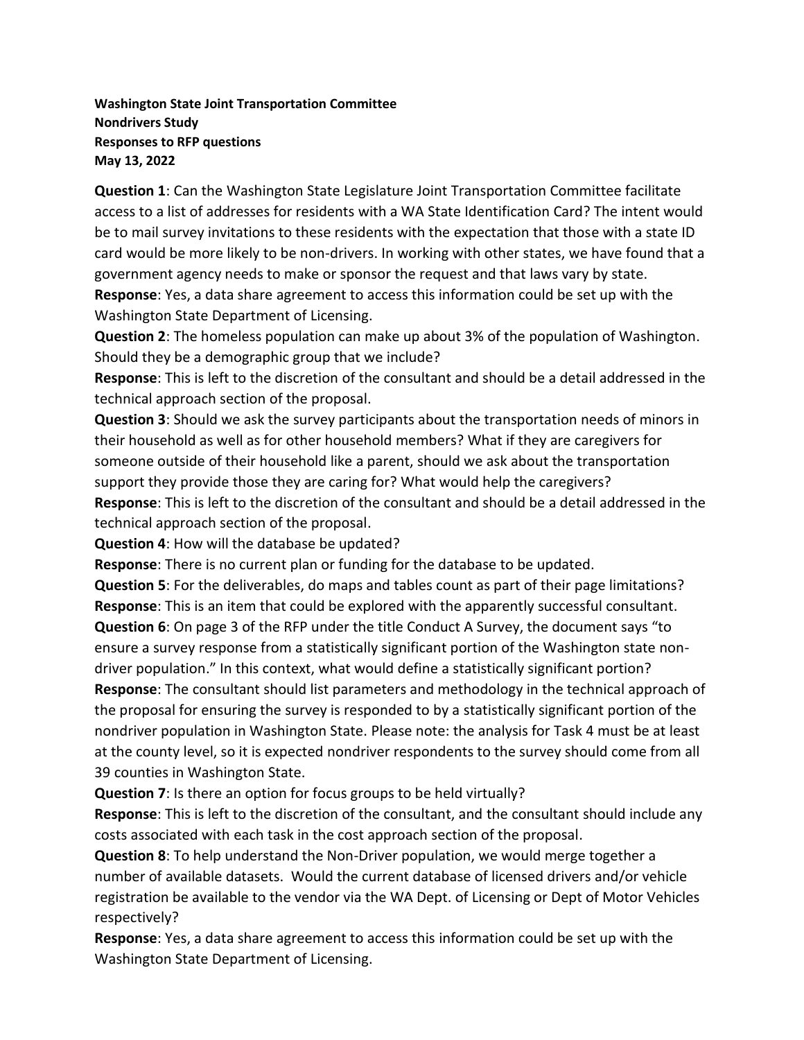**Washington State Joint Transportation Committee**
**Nondrivers Study**
**Responses to RFP questions**
**May 13, 2022**

**Question 1**: Can the Washington State Legislature Joint Transportation Committee facilitate access to a list of addresses for residents with a WA State Identification Card? The intent would be to mail survey invitations to these residents with the expectation that those with a state ID card would be more likely to be non-drivers. In working with other states, we have found that a government agency needs to make or sponsor the request and that laws vary by state.
**Response**: Yes, a data share agreement to access this information could be set up with the Washington State Department of Licensing.

**Question 2**: The homeless population can make up about 3% of the population of Washington. Should they be a demographic group that we include?
**Response**: This is left to the discretion of the consultant and should be a detail addressed in the technical approach section of the proposal.

**Question 3**: Should we ask the survey participants about the transportation needs of minors in their household as well as for other household members? What if they are caregivers for someone outside of their household like a parent, should we ask about the transportation support they provide those they are caring for? What would help the caregivers?
**Response**: This is left to the discretion of the consultant and should be a detail addressed in the technical approach section of the proposal.

**Question 4**: How will the database be updated?
**Response**: There is no current plan or funding for the database to be updated.

**Question 5**: For the deliverables, do maps and tables count as part of their page limitations?
**Response**: This is an item that could be explored with the apparently successful consultant.

**Question 6**: On page 3 of the RFP under the title Conduct A Survey, the document says "to ensure a survey response from a statistically significant portion of the Washington state non-driver population." In this context, what would define a statistically significant portion?
**Response**: The consultant should list parameters and methodology in the technical approach of the proposal for ensuring the survey is responded to by a statistically significant portion of the nondriver population in Washington State. Please note: the analysis for Task 4 must be at least at the county level, so it is expected nondriver respondents to the survey should come from all 39 counties in Washington State.

**Question 7**: Is there an option for focus groups to be held virtually?
**Response**: This is left to the discretion of the consultant, and the consultant should include any costs associated with each task in the cost approach section of the proposal.

**Question 8**: To help understand the Non-Driver population, we would merge together a number of available datasets. Would the current database of licensed drivers and/or vehicle registration be available to the vendor via the WA Dept. of Licensing or Dept of Motor Vehicles respectively?
**Response**: Yes, a data share agreement to access this information could be set up with the Washington State Department of Licensing.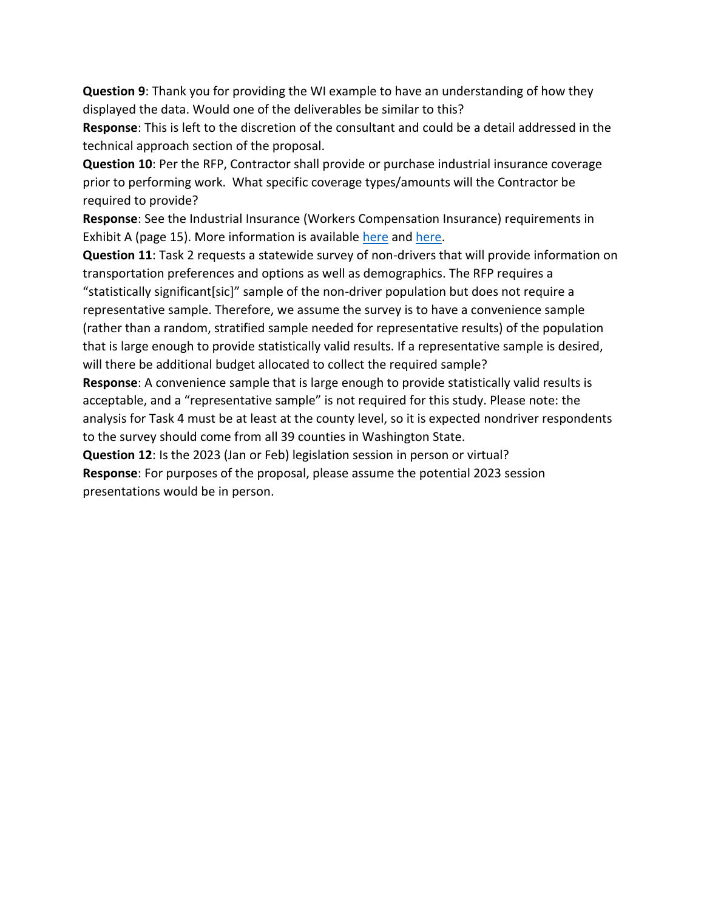**Question 9**: Thank you for providing the WI example to have an understanding of how they displayed the data. Would one of the deliverables be similar to this?

**Response**: This is left to the discretion of the consultant and could be a detail addressed in the technical approach section of the proposal.

**Question 10**: Per the RFP, Contractor shall provide or purchase industrial insurance coverage prior to performing work. What specific coverage types/amounts will the Contractor be required to provide?

**Response**: See the Industrial Insurance (Workers Compensation Insurance) requirements in Exhibit A (page 15). More information is available here and here.

**Question 11**: Task 2 requests a statewide survey of non-drivers that will provide information on transportation preferences and options as well as demographics. The RFP requires a "statistically significant[sic]" sample of the non-driver population but does not require a representative sample. Therefore, we assume the survey is to have a convenience sample (rather than a random, stratified sample needed for representative results) of the population that is large enough to provide statistically valid results. If a representative sample is desired, will there be additional budget allocated to collect the required sample?

**Response**: A convenience sample that is large enough to provide statistically valid results is acceptable, and a "representative sample" is not required for this study. Please note: the analysis for Task 4 must be at least at the county level, so it is expected nondriver respondents to the survey should come from all 39 counties in Washington State.

**Question 12**: Is the 2023 (Jan or Feb) legislation session in person or virtual?

**Response**: For purposes of the proposal, please assume the potential 2023 session presentations would be in person.